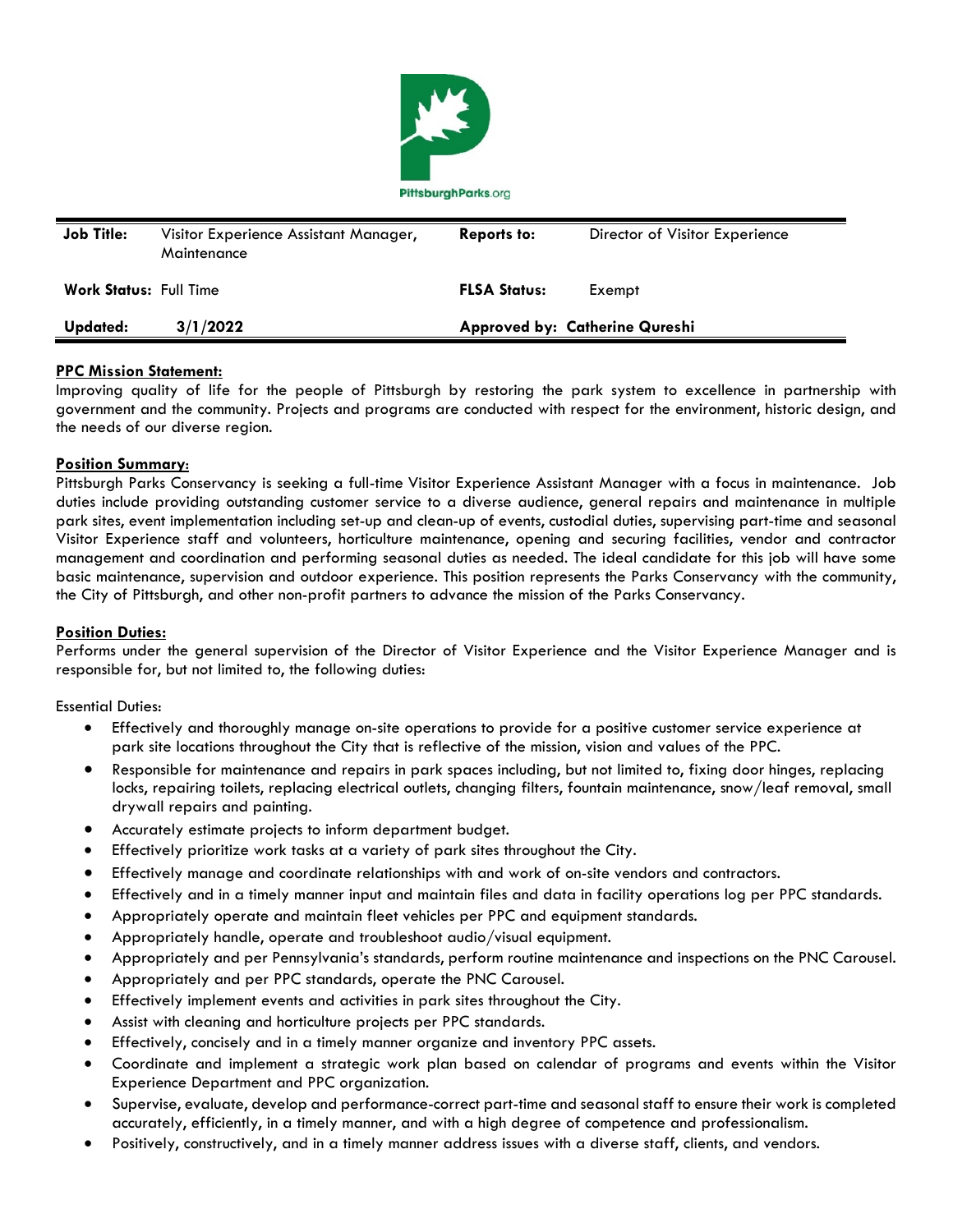PittsburghParks.org

| Job Title: | Visitor Experience Assistant Manager, Maintenance | Reports to: | Director of Visitor Experience |
|---|---|---|---|
| Work Status: | Full Time | FLSA Status: | Exempt |
| Updated: | 3/1/2022 | Approved by: | Catherine Qureshi |

**PPC Mission Statement:**

Improving quality of life for the people of Pittsburgh by restoring the park system to excellence in partnership with government and the community. Projects and programs are conducted with respect for the environment, historic design, and the needs of our diverse region.

**Position Summary:**

Pittsburgh Parks Conservancy is seeking a full-time Visitor Experience Assistant Manager with a focus in maintenance. Job duties include providing outstanding customer service to a diverse audience, general repairs and maintenance in multiple park sites, event implementation including set-up and clean-up of events, custodial duties, supervising part-time and seasonal Visitor Experience staff and volunteers, horticulture maintenance, opening and securing facilities, vendor and contractor management and coordination and performing seasonal duties as needed. The ideal candidate for this job will have some basic maintenance, supervision and outdoor experience. This position represents the Parks Conservancy with the community, the City of Pittsburgh, and other non-profit partners to advance the mission of the Parks Conservancy.

**Position Duties:**

Performs under the general supervision of the Director of Visitor Experience and the Visitor Experience Manager and is responsible for, but not limited to, the following duties:

Essential Duties:

- Effectively and thoroughly manage on-site operations to provide for a positive customer service experience at park site locations throughout the City that is reflective of the mission, vision and values of the PPC.
- Responsible for maintenance and repairs in park spaces including, but not limited to, fixing door hinges, replacing locks, repairing toilets, replacing electrical outlets, changing filters, fountain maintenance, snow/leaf removal, small drywall repairs and painting.
- Accurately estimate projects to inform department budget.
- Effectively prioritize work tasks at a variety of park sites throughout the City.
- Effectively manage and coordinate relationships with and work of on-site vendors and contractors.
- Effectively and in a timely manner input and maintain files and data in facility operations log per PPC standards.
- Appropriately operate and maintain fleet vehicles per PPC and equipment standards.
- Appropriately handle, operate and troubleshoot audio/visual equipment.
- Appropriately and per Pennsylvania's standards, perform routine maintenance and inspections on the PNC Carousel.
- Appropriately and per PPC standards, operate the PNC Carousel.
- Effectively implement events and activities in park sites throughout the City.
- Assist with cleaning and horticulture projects per PPC standards.
- Effectively, concisely and in a timely manner organize and inventory PPC assets.
- Coordinate and implement a strategic work plan based on calendar of programs and events within the Visitor Experience Department and PPC organization.
- Supervise, evaluate, develop and performance-correct part-time and seasonal staff to ensure their work is completed accurately, efficiently, in a timely manner, and with a high degree of competence and professionalism.
- Positively, constructively, and in a timely manner address issues with a diverse staff, clients, and vendors.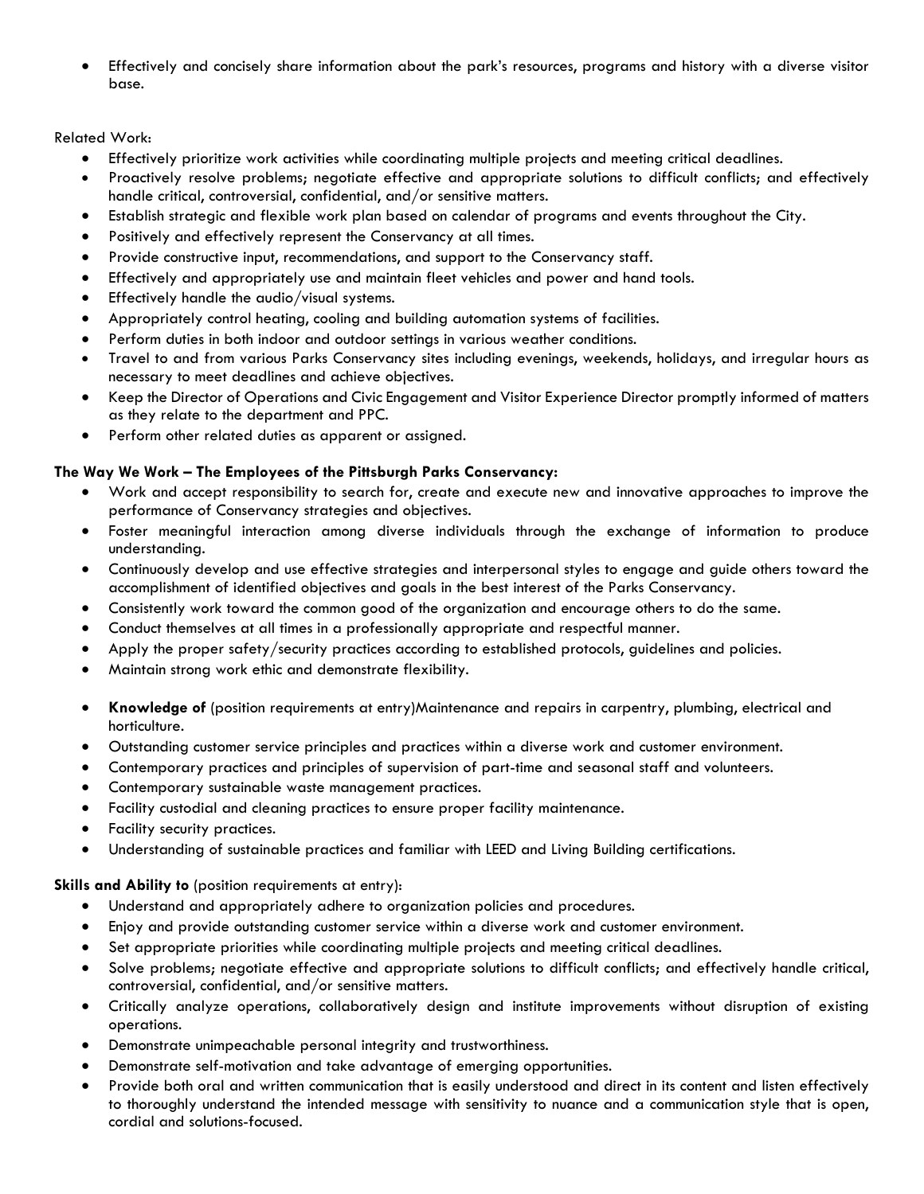- Effectively and concisely share information about the park's resources, programs and history with a diverse visitor base.

Related Work:

- Effectively prioritize work activities while coordinating multiple projects and meeting critical deadlines.
- Proactively resolve problems; negotiate effective and appropriate solutions to difficult conflicts; and effectively handle critical, controversial, confidential, and/or sensitive matters.
- Establish strategic and flexible work plan based on calendar of programs and events throughout the City.
- Positively and effectively represent the Conservancy at all times.
- Provide constructive input, recommendations, and support to the Conservancy staff.
- Effectively and appropriately use and maintain fleet vehicles and power and hand tools.
- Effectively handle the audio/visual systems.
- Appropriately control heating, cooling and building automation systems of facilities.
- Perform duties in both indoor and outdoor settings in various weather conditions.
- Travel to and from various Parks Conservancy sites including evenings, weekends, holidays, and irregular hours as necessary to meet deadlines and achieve objectives.
- Keep the Director of Operations and Civic Engagement and Visitor Experience Director promptly informed of matters as they relate to the department and PPC.
- Perform other related duties as apparent or assigned.

**The Way We Work – The Employees of the Pittsburgh Parks Conservancy:**

- Work and accept responsibility to search for, create and execute new and innovative approaches to improve the performance of Conservancy strategies and objectives.
- Foster meaningful interaction among diverse individuals through the exchange of information to produce understanding.
- Continuously develop and use effective strategies and interpersonal styles to engage and guide others toward the accomplishment of identified objectives and goals in the best interest of the Parks Conservancy.
- Consistently work toward the common good of the organization and encourage others to do the same.
- Conduct themselves at all times in a professionally appropriate and respectful manner.
- Apply the proper safety/security practices according to established protocols, guidelines and policies.
- Maintain strong work ethic and demonstrate flexibility.

- **Knowledge of** (position requirements at entry)Maintenance and repairs in carpentry, plumbing, electrical and horticulture.
- Outstanding customer service principles and practices within a diverse work and customer environment.
- Contemporary practices and principles of supervision of part-time and seasonal staff and volunteers.
- Contemporary sustainable waste management practices.
- Facility custodial and cleaning practices to ensure proper facility maintenance.
- Facility security practices.
- Understanding of sustainable practices and familiar with LEED and Living Building certifications.

**Skills and Ability to** (position requirements at entry):

- Understand and appropriately adhere to organization policies and procedures.
- Enjoy and provide outstanding customer service within a diverse work and customer environment.
- Set appropriate priorities while coordinating multiple projects and meeting critical deadlines.
- Solve problems; negotiate effective and appropriate solutions to difficult conflicts; and effectively handle critical, controversial, confidential, and/or sensitive matters.
- Critically analyze operations, collaboratively design and institute improvements without disruption of existing operations.
- Demonstrate unimpeachable personal integrity and trustworthiness.
- Demonstrate self-motivation and take advantage of emerging opportunities.
- Provide both oral and written communication that is easily understood and direct in its content and listen effectively to thoroughly understand the intended message with sensitivity to nuance and a communication style that is open, cordial and solutions-focused.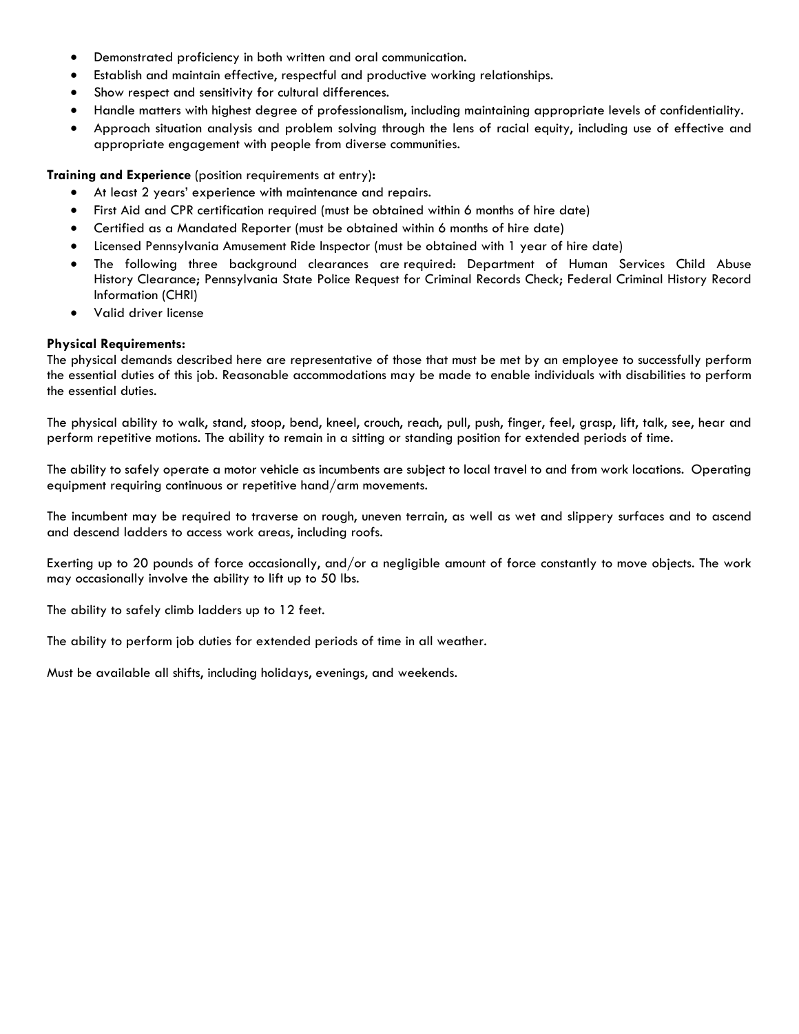- Demonstrated proficiency in both written and oral communication.
- Establish and maintain effective, respectful and productive working relationships.
- Show respect and sensitivity for cultural differences.
- Handle matters with highest degree of professionalism, including maintaining appropriate levels of confidentiality.
- Approach situation analysis and problem solving through the lens of racial equity, including use of effective and appropriate engagement with people from diverse communities.

**Training and Experience** (position requirements at entry)**:**

- At least 2 years' experience with maintenance and repairs.
- First Aid and CPR certification required (must be obtained within 6 months of hire date)
- Certified as a Mandated Reporter (must be obtained within 6 months of hire date)
- Licensed Pennsylvania Amusement Ride Inspector (must be obtained with 1 year of hire date)
- The following three background clearances are required: Department of Human Services Child Abuse History Clearance; Pennsylvania State Police Request for Criminal Records Check; Federal Criminal History Record Information (CHRI)
- Valid driver license

**Physical Requirements:**

The physical demands described here are representative of those that must be met by an employee to successfully perform the essential duties of this job. Reasonable accommodations may be made to enable individuals with disabilities to perform the essential duties.

The physical ability to walk, stand, stoop, bend, kneel, crouch, reach, pull, push, finger, feel, grasp, lift, talk, see, hear and perform repetitive motions. The ability to remain in a sitting or standing position for extended periods of time.

The ability to safely operate a motor vehicle as incumbents are subject to local travel to and from work locations. Operating equipment requiring continuous or repetitive hand/arm movements.

The incumbent may be required to traverse on rough, uneven terrain, as well as wet and slippery surfaces and to ascend and descend ladders to access work areas, including roofs.

Exerting up to 20 pounds of force occasionally, and/or a negligible amount of force constantly to move objects. The work may occasionally involve the ability to lift up to 50 lbs.

The ability to safely climb ladders up to 12 feet.

The ability to perform job duties for extended periods of time in all weather.

Must be available all shifts, including holidays, evenings, and weekends.